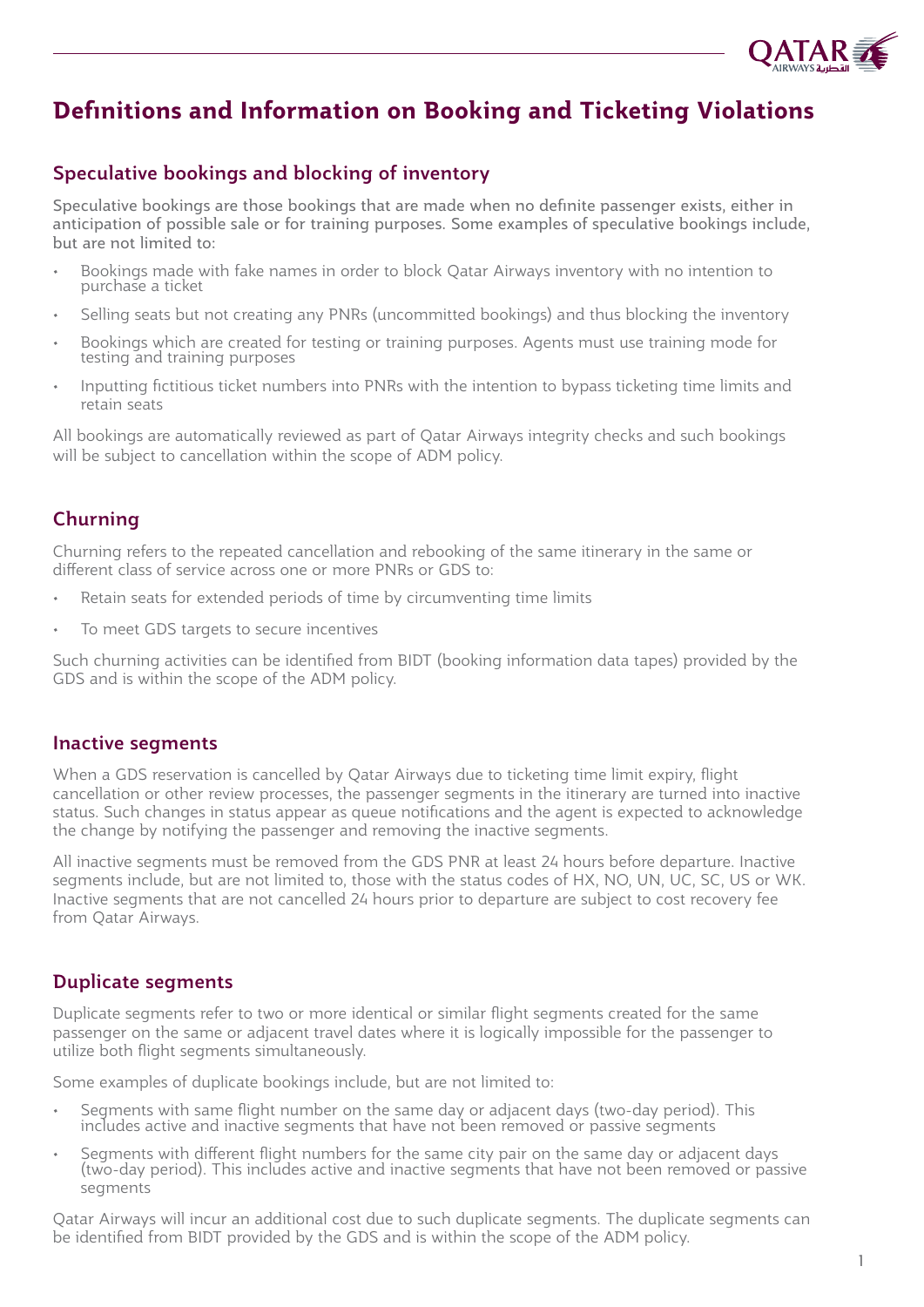# Definitions and Information on Booking and Ticketing Violations

## Speculative bookings and blocking of inventory

Speculative bookings are those bookings that are made when no definite passenger exists, either in anticipation of possible sale or for training purposes. Some examples of speculative bookings include, but are not limited to:

- Bookings made with fake names in order to block Qatar Airways inventory with no intention to purchase a ticket
- Selling seats but not creating any PNRs (uncommitted bookings) and thus blocking the inventory
- Bookings which are created for testing or training purposes. Agents must use training mode for testing and training purposes
- Inputting fictitious ticket numbers into PNRs with the intention to bypass ticketing time limits and retain seats

All bookings are automatically reviewed as part of Qatar Airways integrity checks and such bookings will be subject to cancellation within the scope of ADM policy.

## Churning

Churning refers to the repeated cancellation and rebooking of the same itinerary in the same or different class of service across one or more PNRs or GDS to:

- Retain seats for extended periods of time by circumventing time limits
- To meet GDS targets to secure incentives

Such churning activities can be identified from BIDT (booking information data tapes) provided by the GDS and is within the scope of the ADM policy.

## Inactive segments

When a GDS reservation is cancelled by Qatar Airways due to ticketing time limit expiry, flight cancellation or other review processes, the passenger segments in the itinerary are turned into inactive status. Such changes in status appear as queue notifications and the agent is expected to acknowledge the change by notifying the passenger and removing the inactive segments.

All inactive segments must be removed from the GDS PNR at least 24 hours before departure. Inactive segments include, but are not limited to, those with the status codes of HX, NO, UN, UC, SC, US or WK. Inactive segments that are not cancelled 24 hours prior to departure are subject to cost recovery fee from Qatar Airways.

## Duplicate segments

Duplicate segments refer to two or more identical or similar flight segments created for the same passenger on the same or adjacent travel dates where it is logically impossible for the passenger to utilize both flight segments simultaneously.

Some examples of duplicate bookings include, but are not limited to:

- Segments with same flight number on the same day or adjacent days (two-day period). This includes active and inactive segments that have not been removed or passive segments
- Segments with different flight numbers for the same city pair on the same day or adjacent days (two-day period). This includes active and inactive segments that have not been removed or passive segments

Qatar Airways will incur an additional cost due to such duplicate segments. The duplicate segments can be identified from BIDT provided by the GDS and is within the scope of the ADM policy.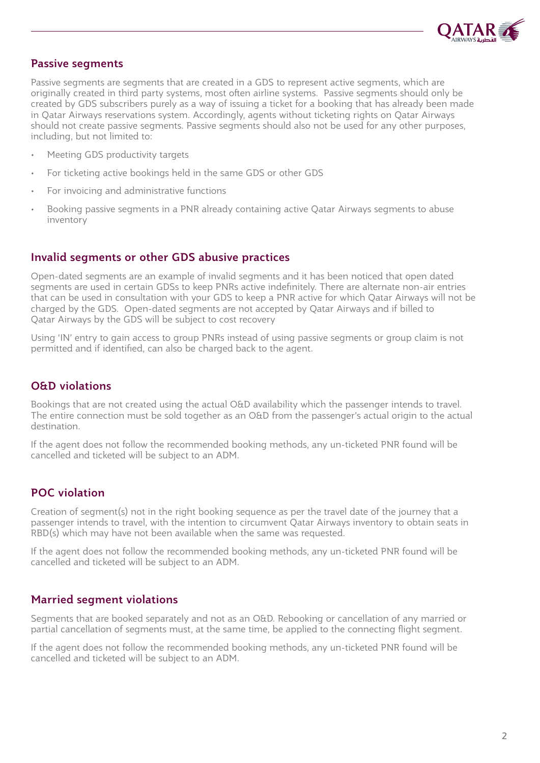## Passive segments

Passive segments are segments that are created in a GDS to represent active segments, which are originally created in third party systems, most often airline systems. Passive segments should only be created by GDS subscribers purely as a way of issuing a ticket for a booking that has already been made in Qatar Airways reservations system. Accordingly, agents without ticketing rights on Qatar Airways should not create passive segments. Passive segments should also not be used for any other purposes, including, but not limited to:

- Meeting GDS productivity targets
- For ticketing active bookings held in the same GDS or other GDS
- For invoicing and administrative functions
- Booking passive segments in a PNR already containing active Qatar Airways segments to abuse inventory

## Invalid segments or other GDS abusive practices

Open-dated segments are an example of invalid segments and it has been noticed that open dated segments are used in certain GDSs to keep PNRs active indefinitely. There are alternate non-air entries that can be used in consultation with your GDS to keep a PNR active for which Qatar Airways will not be charged by the GDS. Open-dated segments are not accepted by Qatar Airways and if billed to Qatar Airways by the GDS will be subject to cost recovery

Using 'IN' entry to gain access to group PNRs instead of using passive segments or group claim is not permitted and if identified, can also be charged back to the agent.

## O&D violations

Bookings that are not created using the actual O&D availability which the passenger intends to travel. The entire connection must be sold together as an O&D from the passenger's actual origin to the actual destination.

If the agent does not follow the recommended booking methods, any un-ticketed PNR found will be cancelled and ticketed will be subject to an ADM.

## POC violation

Creation of segment(s) not in the right booking sequence as per the travel date of the journey that a passenger intends to travel, with the intention to circumvent Qatar Airways inventory to obtain seats in RBD(s) which may have not been available when the same was requested.

If the agent does not follow the recommended booking methods, any un-ticketed PNR found will be cancelled and ticketed will be subject to an ADM.

## Married segment violations

Segments that are booked separately and not as an O&D. Rebooking or cancellation of any married or partial cancellation of segments must, at the same time, be applied to the connecting flight segment.

If the agent does not follow the recommended booking methods, any un-ticketed PNR found will be cancelled and ticketed will be subject to an ADM.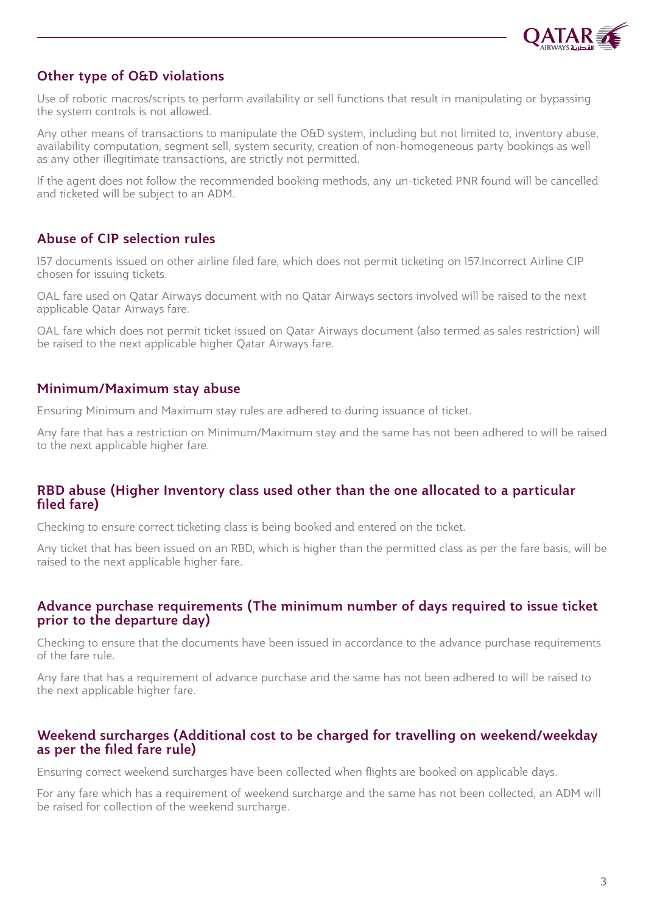## Other type of O&D violations

Use of robotic macros/scripts to perform availability or sell functions that result in manipulating or bypassing the system controls is not allowed.

Any other means of transactions to manipulate the O&D system, including but not limited to, inventory abuse, availability computation, segment sell, system security, creation of non-homogeneous party bookings as well as any other illegitimate transactions, are strictly not permitted.

If the agent does not follow the recommended booking methods, any un-ticketed PNR found will be cancelled and ticketed will be subject to an ADM.

## Abuse of CIP selection rules

157 documents issued on other airline filed fare, which does not permit ticketing on 157.Incorrect Airline CIP chosen for issuing tickets.

OAL fare used on Qatar Airways document with no Qatar Airways sectors involved will be raised to the next applicable Qatar Airways fare.

OAL fare which does not permit ticket issued on Qatar Airways document (also termed as sales restriction) will be raised to the next applicable higher Qatar Airways fare.

## Minimum/Maximum stay abuse

Ensuring Minimum and Maximum stay rules are adhered to during issuance of ticket.

Any fare that has a restriction on Minimum/Maximum stay and the same has not been adhered to will be raised to the next applicable higher fare.

## RBD abuse (Higher Inventory class used other than the one allocated to a particular filed fare)

Checking to ensure correct ticketing class is being booked and entered on the ticket.

Any ticket that has been issued on an RBD, which is higher than the permitted class as per the fare basis, will be raised to the next applicable higher fare.

## Advance purchase requirements (The minimum number of days required to issue ticket prior to the departure day)

Checking to ensure that the documents have been issued in accordance to the advance purchase requirements of the fare rule.

Any fare that has a requirement of advance purchase and the same has not been adhered to will be raised to the next applicable higher fare.

## Weekend surcharges (Additional cost to be charged for travelling on weekend/weekday as per the filed fare rule)

Ensuring correct weekend surcharges have been collected when flights are booked on applicable days.

For any fare which has a requirement of weekend surcharge and the same has not been collected, an ADM will be raised for collection of the weekend surcharge.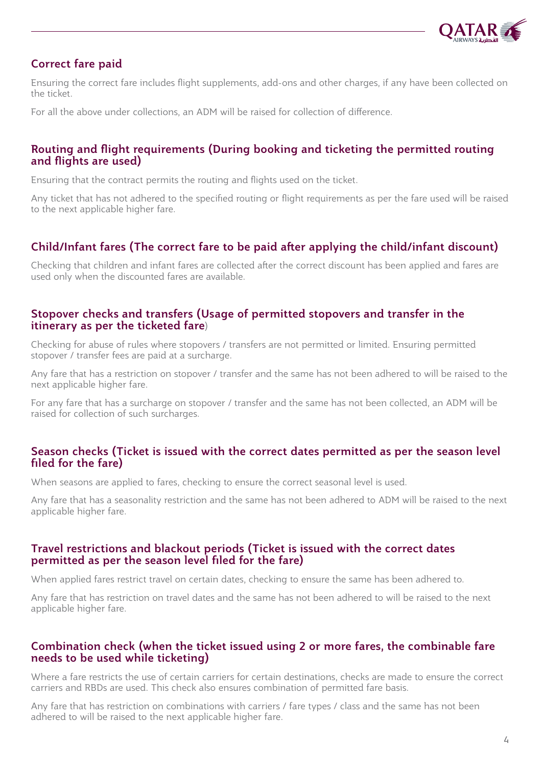## Correct fare paid

Ensuring the correct fare includes flight supplements, add-ons and other charges, if any have been collected on the ticket.

For all the above under collections, an ADM will be raised for collection of difference.

## Routing and flight requirements (During booking and ticketing the permitted routing and flights are used)

Ensuring that the contract permits the routing and flights used on the ticket.

Any ticket that has not adhered to the specified routing or flight requirements as per the fare used will be raised to the next applicable higher fare.

## Child/Infant fares (The correct fare to be paid after applying the child/infant discount)

Checking that children and infant fares are collected after the correct discount has been applied and fares are used only when the discounted fares are available.

## Stopover checks and transfers (Usage of permitted stopovers and transfer in the itinerary as per the ticketed fare)

Checking for abuse of rules where stopovers / transfers are not permitted or limited. Ensuring permitted stopover / transfer fees are paid at a surcharge.

Any fare that has a restriction on stopover / transfer and the same has not been adhered to will be raised to the next applicable higher fare.

For any fare that has a surcharge on stopover / transfer and the same has not been collected, an ADM will be raised for collection of such surcharges.

## Season checks (Ticket is issued with the correct dates permitted as per the season level filed for the fare)

When seasons are applied to fares, checking to ensure the correct seasonal level is used.

Any fare that has a seasonality restriction and the same has not been adhered to ADM will be raised to the next applicable higher fare.

## Travel restrictions and blackout periods (Ticket is issued with the correct dates permitted as per the season level filed for the fare)

When applied fares restrict travel on certain dates, checking to ensure the same has been adhered to.

Any fare that has restriction on travel dates and the same has not been adhered to will be raised to the next applicable higher fare.

## Combination check (when the ticket issued using 2 or more fares, the combinable fare needs to be used while ticketing)

Where a fare restricts the use of certain carriers for certain destinations, checks are made to ensure the correct carriers and RBDs are used. This check also ensures combination of permitted fare basis.

Any fare that has restriction on combinations with carriers / fare types / class and the same has not been adhered to will be raised to the next applicable higher fare.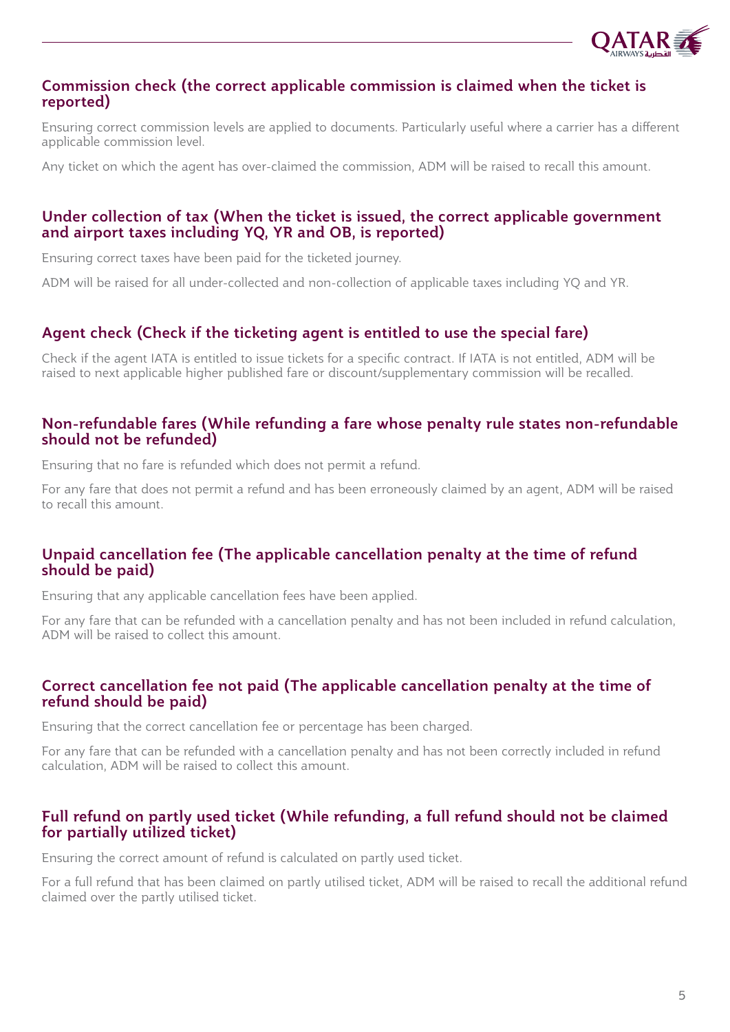### Commission check (the correct applicable commission is claimed when the ticket is reported)

Ensuring correct commission levels are applied to documents. Particularly useful where a carrier has a different applicable commission level.

Any ticket on which the agent has over-claimed the commission, ADM will be raised to recall this amount.

### Under collection of tax (When the ticket is issued, the correct applicable government and airport taxes including YQ, YR and OB, is reported)

Ensuring correct taxes have been paid for the ticketed journey.

ADM will be raised for all under-collected and non-collection of applicable taxes including YQ and YR.

### Agent check (Check if the ticketing agent is entitled to use the special fare)

Check if the agent IATA is entitled to issue tickets for a specific contract. If IATA is not entitled, ADM will be raised to next applicable higher published fare or discount/supplementary commission will be recalled.

### Non-refundable fares (While refunding a fare whose penalty rule states non-refundable should not be refunded)

Ensuring that no fare is refunded which does not permit a refund.

For any fare that does not permit a refund and has been erroneously claimed by an agent, ADM will be raised to recall this amount.

### Unpaid cancellation fee (The applicable cancellation penalty at the time of refund should be paid)

Ensuring that any applicable cancellation fees have been applied.

For any fare that can be refunded with a cancellation penalty and has not been included in refund calculation, ADM will be raised to collect this amount.

### Correct cancellation fee not paid (The applicable cancellation penalty at the time of refund should be paid)

Ensuring that the correct cancellation fee or percentage has been charged.

For any fare that can be refunded with a cancellation penalty and has not been correctly included in refund calculation, ADM will be raised to collect this amount.

### Full refund on partly used ticket (While refunding, a full refund should not be claimed for partially utilized ticket)

Ensuring the correct amount of refund is calculated on partly used ticket.

For a full refund that has been claimed on partly utilised ticket, ADM will be raised to recall the additional refund claimed over the partly utilised ticket.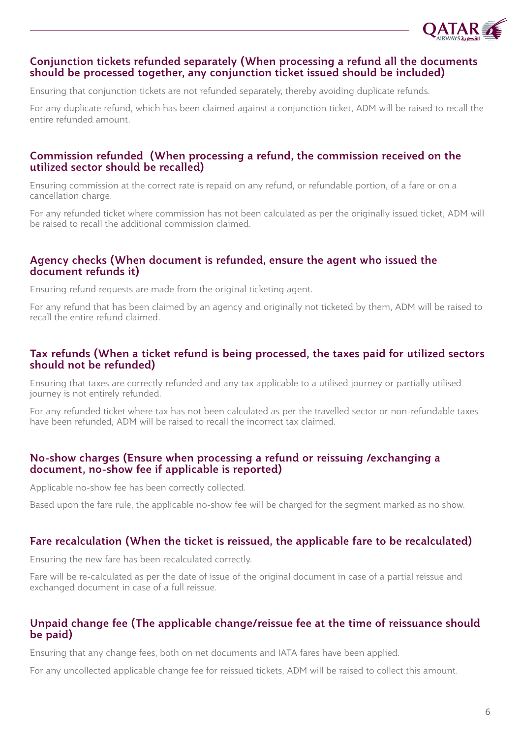### Conjunction tickets refunded separately (When processing a refund all the documents should be processed together, any conjunction ticket issued should be included)

Ensuring that conjunction tickets are not refunded separately, thereby avoiding duplicate refunds.

For any duplicate refund, which has been claimed against a conjunction ticket, ADM will be raised to recall the entire refunded amount.

### Commission refunded (When processing a refund, the commission received on the utilized sector should be recalled)

Ensuring commission at the correct rate is repaid on any refund, or refundable portion, of a fare or on a cancellation charge.

For any refunded ticket where commission has not been calculated as per the originally issued ticket, ADM will be raised to recall the additional commission claimed.

### Agency checks (When document is refunded, ensure the agent who issued the document refunds it)

Ensuring refund requests are made from the original ticketing agent.

For any refund that has been claimed by an agency and originally not ticketed by them, ADM will be raised to recall the entire refund claimed.

### Tax refunds (When a ticket refund is being processed, the taxes paid for utilized sectors should not be refunded)

Ensuring that taxes are correctly refunded and any tax applicable to a utilised journey or partially utilised journey is not entirely refunded.

For any refunded ticket where tax has not been calculated as per the travelled sector or non-refundable taxes have been refunded, ADM will be raised to recall the incorrect tax claimed.

### No-show charges (Ensure when processing a refund or reissuing /exchanging a document, no-show fee if applicable is reported)

Applicable no-show fee has been correctly collected.

Based upon the fare rule, the applicable no-show fee will be charged for the segment marked as no show.

### Fare recalculation (When the ticket is reissued, the applicable fare to be recalculated)

Ensuring the new fare has been recalculated correctly.

Fare will be re-calculated as per the date of issue of the original document in case of a partial reissue and exchanged document in case of a full reissue.

### Unpaid change fee (The applicable change/reissue fee at the time of reissuance should be paid)

Ensuring that any change fees, both on net documents and IATA fares have been applied.

For any uncollected applicable change fee for reissued tickets, ADM will be raised to collect this amount.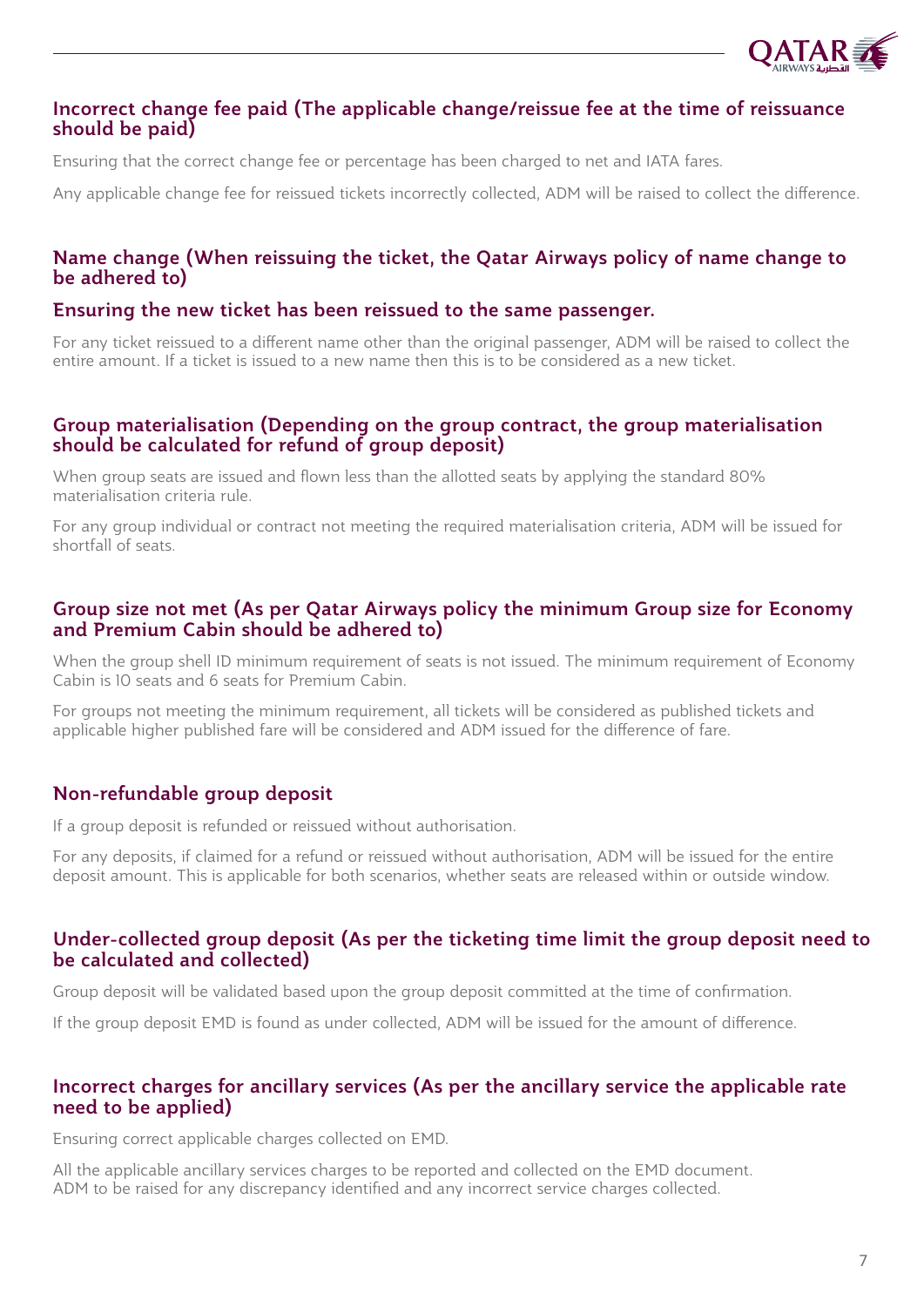### Incorrect change fee paid (The applicable change/reissue fee at the time of reissuance should be paid)

Ensuring that the correct change fee or percentage has been charged to net and IATA fares.

Any applicable change fee for reissued tickets incorrectly collected, ADM will be raised to collect the difference.

### Name change (When reissuing the ticket, the Qatar Airways policy of name change to be adhered to)

### Ensuring the new ticket has been reissued to the same passenger.

For any ticket reissued to a different name other than the original passenger, ADM will be raised to collect the entire amount. If a ticket is issued to a new name then this is to be considered as a new ticket.

### Group materialisation (Depending on the group contract, the group materialisation should be calculated for refund of group deposit)

When group seats are issued and flown less than the allotted seats by applying the standard 80% materialisation criteria rule.

For any group individual or contract not meeting the required materialisation criteria, ADM will be issued for shortfall of seats.

### Group size not met (As per Qatar Airways policy the minimum Group size for Economy and Premium Cabin should be adhered to)

When the group shell ID minimum requirement of seats is not issued. The minimum requirement of Economy Cabin is 10 seats and 6 seats for Premium Cabin.

For groups not meeting the minimum requirement, all tickets will be considered as published tickets and applicable higher published fare will be considered and ADM issued for the difference of fare.

### Non-refundable group deposit

If a group deposit is refunded or reissued without authorisation.

For any deposits, if claimed for a refund or reissued without authorisation, ADM will be issued for the entire deposit amount. This is applicable for both scenarios, whether seats are released within or outside window.

### Under-collected group deposit (As per the ticketing time limit the group deposit need to be calculated and collected)

Group deposit will be validated based upon the group deposit committed at the time of confirmation.

If the group deposit EMD is found as under collected, ADM will be issued for the amount of difference.

### Incorrect charges for ancillary services (As per the ancillary service the applicable rate need to be applied)

Ensuring correct applicable charges collected on EMD.

All the applicable ancillary services charges to be reported and collected on the EMD document.
ADM to be raised for any discrepancy identified and any incorrect service charges collected.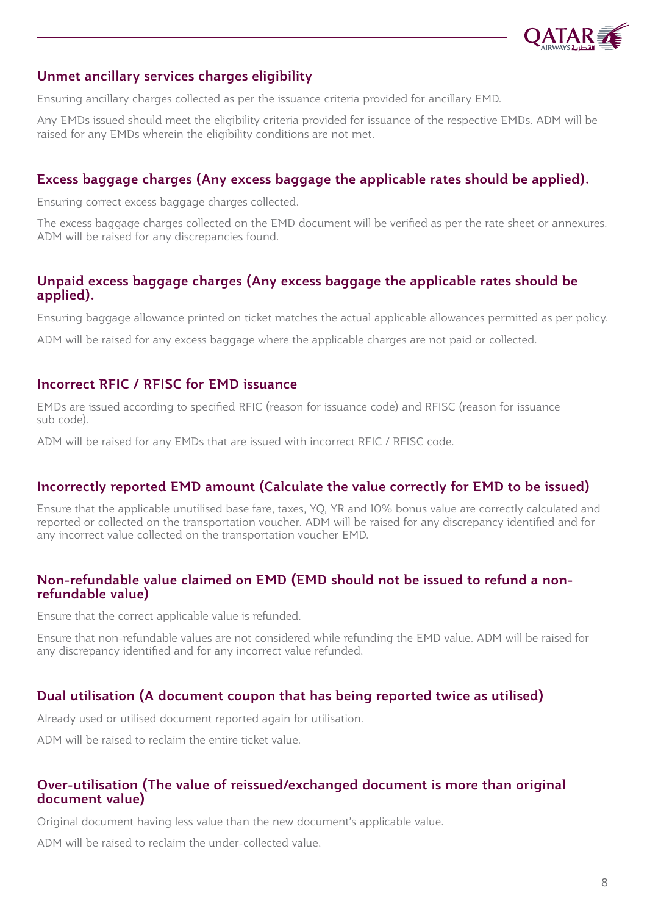### Unmet ancillary services charges eligibility

Ensuring ancillary charges collected as per the issuance criteria provided for ancillary EMD.

Any EMDs issued should meet the eligibility criteria provided for issuance of the respective EMDs. ADM will be raised for any EMDs wherein the eligibility conditions are not met.

### Excess baggage charges (Any excess baggage the applicable rates should be applied).

Ensuring correct excess baggage charges collected.

The excess baggage charges collected on the EMD document will be verified as per the rate sheet or annexures. ADM will be raised for any discrepancies found.

### Unpaid excess baggage charges (Any excess baggage the applicable rates should be applied).

Ensuring baggage allowance printed on ticket matches the actual applicable allowances permitted as per policy.

ADM will be raised for any excess baggage where the applicable charges are not paid or collected.

### Incorrect RFIC / RFISC for EMD issuance

EMDs are issued according to specified RFIC (reason for issuance code) and RFISC (reason for issuance sub code).

ADM will be raised for any EMDs that are issued with incorrect RFIC / RFISC code.

### Incorrectly reported EMD amount (Calculate the value correctly for EMD to be issued)

Ensure that the applicable unutilised base fare, taxes, YQ, YR and 10% bonus value are correctly calculated and reported or collected on the transportation voucher. ADM will be raised for any discrepancy identified and for any incorrect value collected on the transportation voucher EMD.

### Non-refundable value claimed on EMD (EMD should not be issued to refund a non-refundable value)

Ensure that the correct applicable value is refunded.

Ensure that non-refundable values are not considered while refunding the EMD value. ADM will be raised for any discrepancy identified and for any incorrect value refunded.

### Dual utilisation (A document coupon that has being reported twice as utilised)

Already used or utilised document reported again for utilisation.

ADM will be raised to reclaim the entire ticket value.

### Over-utilisation (The value of reissued/exchanged document is more than original document value)

Original document having less value than the new document's applicable value.

ADM will be raised to reclaim the under-collected value.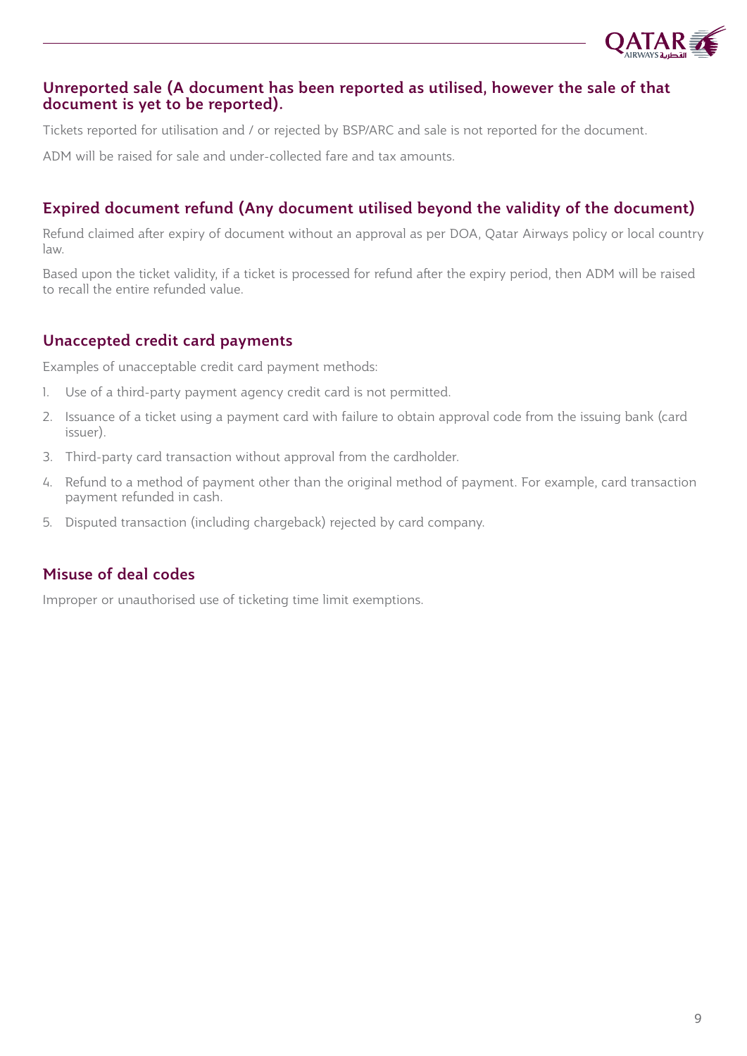### Unreported sale (A document has been reported as utilised, however the sale of that document is yet to be reported).

Tickets reported for utilisation and / or rejected by BSP/ARC and sale is not reported for the document.

ADM will be raised for sale and under-collected fare and tax amounts.

### Expired document refund (Any document utilised beyond the validity of the document)

Refund claimed after expiry of document without an approval as per DOA, Qatar Airways policy or local country law.

Based upon the ticket validity, if a ticket is processed for refund after the expiry period, then ADM will be raised to recall the entire refunded value.

### Unaccepted credit card payments

Examples of unacceptable credit card payment methods:

1. Use of a third-party payment agency credit card is not permitted.
2. Issuance of a ticket using a payment card with failure to obtain approval code from the issuing bank (card issuer).
3. Third-party card transaction without approval from the cardholder.
4. Refund to a method of payment other than the original method of payment. For example, card transaction payment refunded in cash.
5. Disputed transaction (including chargeback) rejected by card company.

### Misuse of deal codes

Improper or unauthorised use of ticketing time limit exemptions.